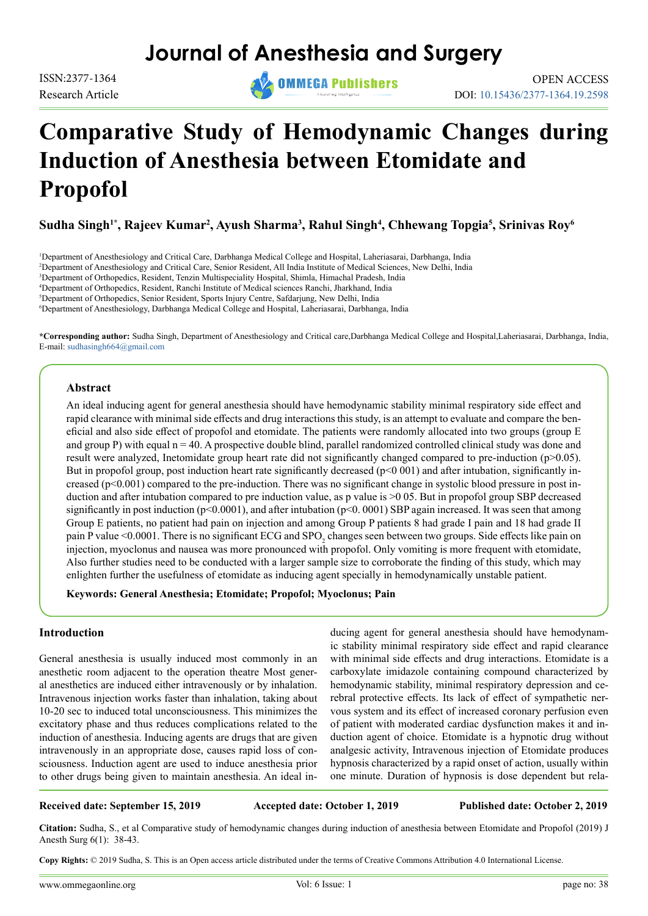# Journal of Anesthesia and Surgery

ISSN:2377-1364

Research Article

OPEN ACCESS

DOI: 10.15436/2377-1364.19.2598

# Comparative Study of Hemodynamic Changes during Induction of Anesthesia between Etomidate and Propofol

**Sudha Singh[1*], Rajeev Kumar[2], Ayush Sharma[3], Rahul Singh[4], Chhewang Topgia[5], Srinivas Roy[6]**

[1]Department of Anesthesiology and Critical Care, Darbhanga Medical College and Hospital, Laheriasarai, Darbhanga, India

[2]Department of Anesthesiology and Critical Care, Senior Resident, All India Institute of Medical Sciences, New Delhi, India

[3]Department of Orthopedics, Resident, Tenzin Multispeciality Hospital, Shimla, Himachal Pradesh, India

[4]Department of Orthopedics, Resident, Ranchi Institute of Medical sciences Ranchi, Jharkhand, India

[5]Department of Orthopedics, Senior Resident, Sports Injury Centre, Safdarjung, New Delhi, India

[6]Department of Anesthesiology, Darbhanga Medical College and Hospital, Laheriasarai, Darbhanga, India

**\*Corresponding author:** Sudha Singh, Department of Anesthesiology and Critical care,Darbhanga Medical College and Hospital,Laheriasarai, Darbhanga, India, E-mail: sudhasingh664@gmail.com

## Abstract

An ideal inducing agent for general anesthesia should have hemodynamic stability minimal respiratory side effect and rapid clearance with minimal side effects and drug interactions this study, is an attempt to evaluate and compare the beneficial and also side effect of propofol and etomidate. The patients were randomly allocated into two groups (group E and group P) with equal n = 40. A prospective double blind, parallel randomized controlled clinical study was done and result were analyzed, Inetomidate group heart rate did not significantly changed compared to pre-induction (p>0.05). But in propofol group, post induction heart rate significantly decreased (p<0 001) and after intubation, significantly increased (p<0.001) compared to the pre-induction. There was no significant change in systolic blood pressure in post induction and after intubation compared to pre induction value, as p value is >0 05. But in propofol group SBP decreased significantly in post induction (p<0.0001), and after intubation (p<0. 0001) SBP again increased. It was seen that among Group E patients, no patient had pain on injection and among Group P patients 8 had grade I pain and 18 had grade II pain P value <0.0001. There is no significant ECG and $SPO_2$ changes seen between two groups. Side effects like pain on injection, myoclonus and nausea was more pronounced with propofol. Only vomiting is more frequent with etomidate, Also further studies need to be conducted with a larger sample size to corroborate the finding of this study, which may enlighten further the usefulness of etomidate as inducing agent specially in hemodynamically unstable patient.

**Keywords: General Anesthesia; Etomidate; Propofol; Myoclonus; Pain**

## Introduction

General anesthesia is usually induced most commonly in an anesthetic room adjacent to the operation theatre Most general anesthetics are induced either intravenously or by inhalation. Intravenous injection works faster than inhalation, taking about 10-20 sec to induced total unconsciousness. This minimizes the excitatory phase and thus reduces complications related to the induction of anesthesia. Inducing agents are drugs that are given intravenously in an appropriate dose, causes rapid loss of consciousness. Induction agent are used to induce anesthesia prior to other drugs being given to maintain anesthesia. An ideal inducing agent for general anesthesia should have hemodynamic stability minimal respiratory side effect and rapid clearance with minimal side effects and drug interactions. Etomidate is a carboxylate imidazole containing compound characterized by hemodynamic stability, minimal respiratory depression and cerebral protective effects. Its lack of effect of sympathetic nervous system and its effect of increased coronary perfusion even of patient with moderated cardiac dysfunction makes it and induction agent of choice. Etomidate is a hypnotic drug without analgesic activity, Intravenous injection of Etomidate produces hypnosis characterized by a rapid onset of action, usually within one minute. Duration of hypnosis is dose dependent but rela-

**Received date: September 15, 2019** **Accepted date: October 1, 2019** **Published date: October 2, 2019**

**Citation:** Sudha, S., et al Comparative study of hemodynamic changes during induction of anesthesia between Etomidate and Propofol (2019) J Anesth Surg 6(1): 38-43.

**Copy Rights:** © 2019 Sudha, S. This is an Open access article distributed under the terms of Creative Commons Attribution 4.0 International License.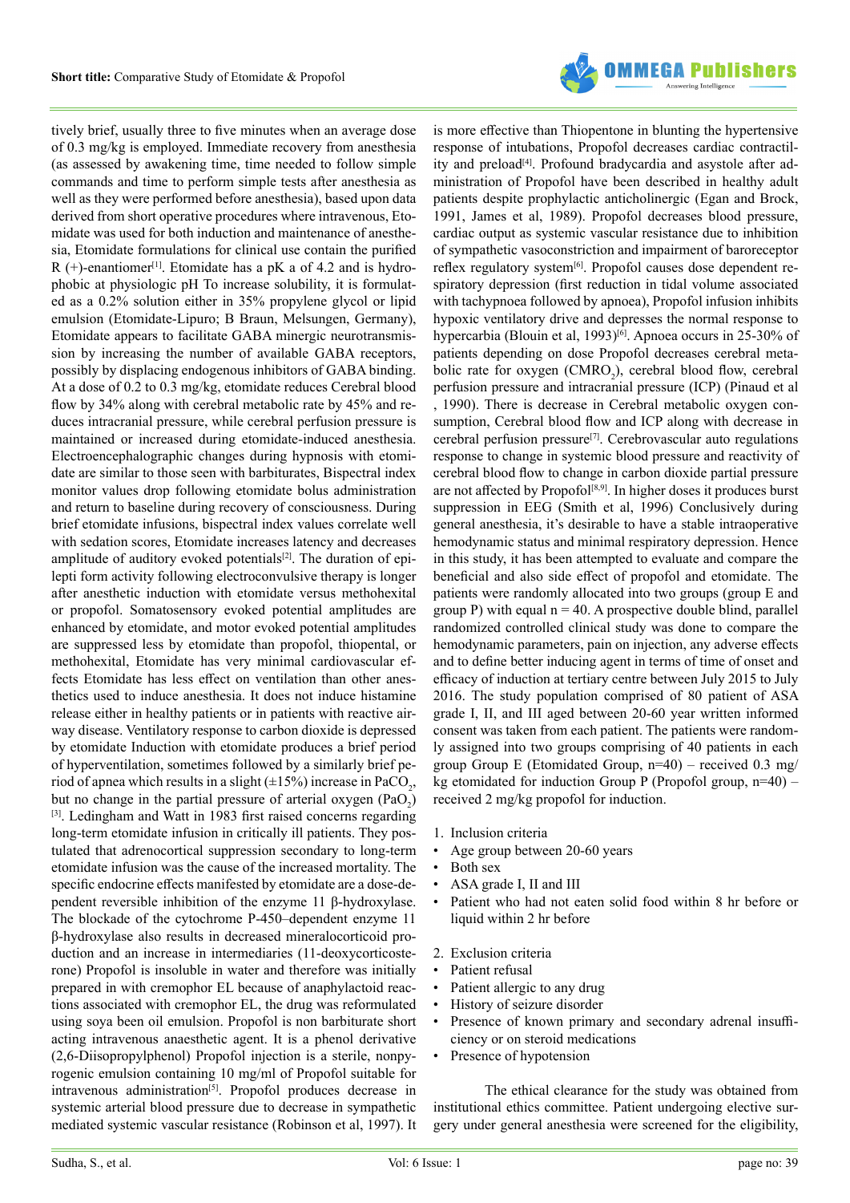tively brief, usually three to five minutes when an average dose of 0.3 mg/kg is employed. Immediate recovery from anesthesia (as assessed by awakening time, time needed to follow simple commands and time to perform simple tests after anesthesia as well as they were performed before anesthesia), based upon data derived from short operative procedures where intravenous, Etomidate was used for both induction and maintenance of anesthesia, Etomidate formulations for clinical use contain the purified R (+)-enantiomer[1]. Etomidate has a pK a of 4.2 and is hydrophobic at physiologic pH To increase solubility, it is formulated as a 0.2% solution either in 35% propylene glycol or lipid emulsion (Etomidate-Lipuro; B Braun, Melsungen, Germany), Etomidate appears to facilitate GABA minergic neurotransmission by increasing the number of available GABA receptors, possibly by displacing endogenous inhibitors of GABA binding. At a dose of 0.2 to 0.3 mg/kg, etomidate reduces Cerebral blood flow by 34% along with cerebral metabolic rate by 45% and reduces intracranial pressure, while cerebral perfusion pressure is maintained or increased during etomidate-induced anesthesia. Electroencephalographic changes during hypnosis with etomidate are similar to those seen with barbiturates, Bispectral index monitor values drop following etomidate bolus administration and return to baseline during recovery of consciousness. During brief etomidate infusions, bispectral index values correlate well with sedation scores, Etomidate increases latency and decreases amplitude of auditory evoked potentials[2]. The duration of epilepti form activity following electroconvulsive therapy is longer after anesthetic induction with etomidate versus methohexital or propofol. Somatosensory evoked potential amplitudes are enhanced by etomidate, and motor evoked potential amplitudes are suppressed less by etomidate than propofol, thiopental, or methohexital, Etomidate has very minimal cardiovascular effects Etomidate has less effect on ventilation than other anesthetics used to induce anesthesia. It does not induce histamine release either in healthy patients or in patients with reactive airway disease. Ventilatory response to carbon dioxide is depressed by etomidate Induction with etomidate produces a brief period of hyperventilation, sometimes followed by a similarly brief period of apnea which results in a slight (±15%) increase in $PaCO_2$, but no change in the partial pressure of arterial oxygen ($PaO_2$)[3]. Ledingham and Watt in 1983 first raised concerns regarding long-term etomidate infusion in critically ill patients. They postulated that adrenocortical suppression secondary to long-term etomidate infusion was the cause of the increased mortality. The specific endocrine effects manifested by etomidate are a dose-dependent reversible inhibition of the enzyme 11 β-hydroxylase. The blockade of the cytochrome P-450–dependent enzyme 11 β-hydroxylase also results in decreased mineralocorticoid production and an increase in intermediaries (11-deoxycorticosterone) Propofol is insoluble in water and therefore was initially prepared in with cremophor EL because of anaphylactoid reactions associated with cremophor EL, the drug was reformulated using soya been oil emulsion. Propofol is non barbiturate short acting intravenous anaesthetic agent. It is a phenol derivative (2,6-Diisopropylphenol) Propofol injection is a sterile, nonpyrogenic emulsion containing 10 mg/ml of Propofol suitable for intravenous administration[5]. Propofol produces decrease in systemic arterial blood pressure due to decrease in sympathetic mediated systemic vascular resistance (Robinson et al, 1997). It is more effective than Thiopentone in blunting the hypertensive response of intubations, Propofol decreases cardiac contractility and preload[4]. Profound bradycardia and asystole after administration of Propofol have been described in healthy adult patients despite prophylactic anticholinergic (Egan and Brock, 1991, James et al, 1989). Propofol decreases blood pressure, cardiac output as systemic vascular resistance due to inhibition of sympathetic vasoconstriction and impairment of baroreceptor reflex regulatory system[6]. Propofol causes dose dependent respiratory depression (first reduction in tidal volume associated with tachypnoea followed by apnoea), Propofol infusion inhibits hypoxic ventilatory drive and depresses the normal response to hypercarbia (Blouin et al, 1993)[6]. Apnoea occurs in 25-30% of patients depending on dose Propofol decreases cerebral metabolic rate for oxygen ($CMRO_2$), cerebral blood flow, cerebral perfusion pressure and intracranial pressure (ICP) (Pinaud et al , 1990). There is decrease in Cerebral metabolic oxygen consumption, Cerebral blood flow and ICP along with decrease in cerebral perfusion pressure[7]. Cerebrovascular auto regulations response to change in systemic blood pressure and reactivity of cerebral blood flow to change in carbon dioxide partial pressure are not affected by Propofol[8,9]. In higher doses it produces burst suppression in EEG (Smith et al, 1996) Conclusively during general anesthesia, it's desirable to have a stable intraoperative hemodynamic status and minimal respiratory depression. Hence in this study, it has been attempted to evaluate and compare the beneficial and also side effect of propofol and etomidate. The patients were randomly allocated into two groups (group E and group P) with equal n = 40. A prospective double blind, parallel randomized controlled clinical study was done to compare the hemodynamic parameters, pain on injection, any adverse effects and to define better inducing agent in terms of time of onset and efficacy of induction at tertiary centre between July 2015 to July 2016. The study population comprised of 80 patient of ASA grade I, II, and III aged between 20-60 year written informed consent was taken from each patient. The patients were randomly assigned into two groups comprising of 40 patients in each group Group E (Etomidated Group, n=40) – received 0.3 mg/kg etomidated for induction Group P (Propofol group, n=40) – received 2 mg/kg propofol for induction.

1. Inclusion criteria
- Age group between 20-60 years
- Both sex
- ASA grade I, II and III
- Patient who had not eaten solid food within 8 hr before or liquid within 2 hr before

2. Exclusion criteria
- Patient refusal
- Patient allergic to any drug
- History of seizure disorder
- Presence of known primary and secondary adrenal insufficiency or on steroid medications
- Presence of hypotension

The ethical clearance for the study was obtained from institutional ethics committee. Patient undergoing elective surgery under general anesthesia were screened for the eligibility,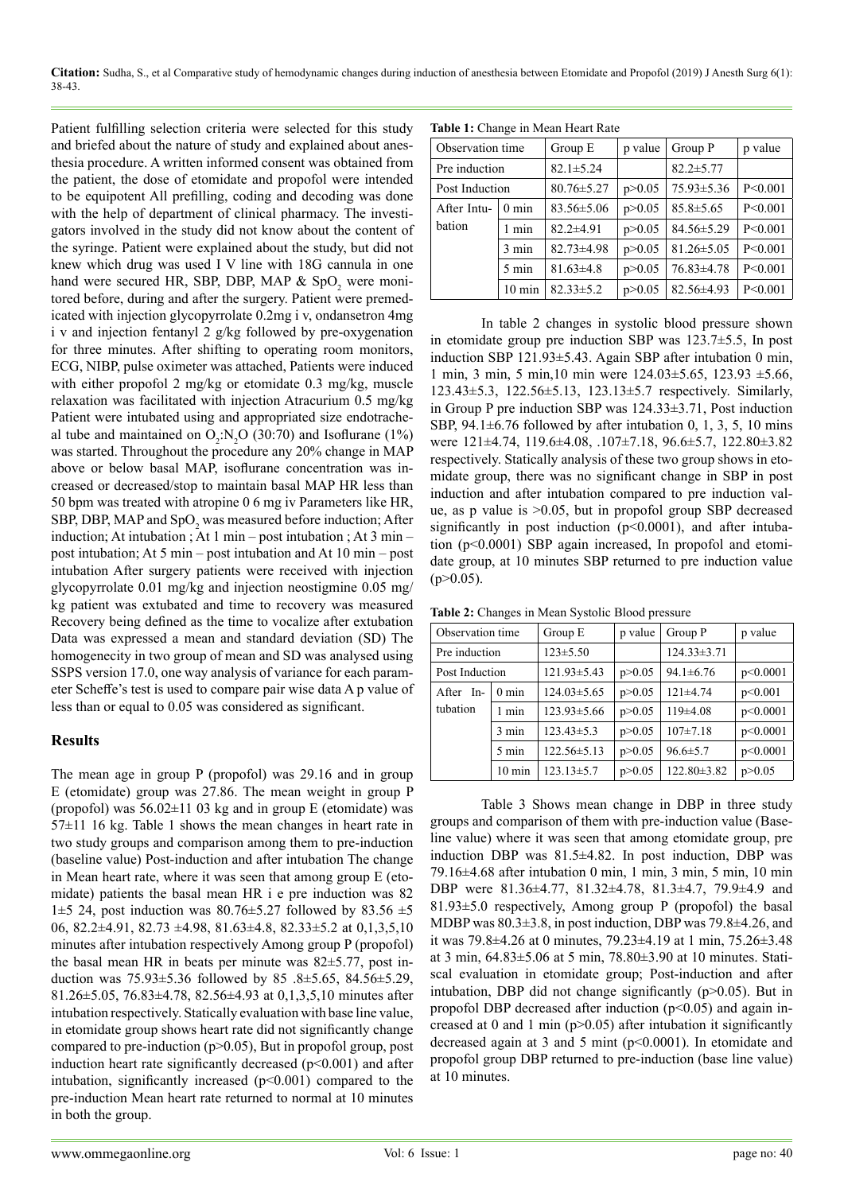Patient fulfilling selection criteria were selected for this study and briefed about the nature of study and explained about anesthesia procedure. A written informed consent was obtained from the patient, the dose of etomidate and propofol were intended to be equipotent All prefilling, coding and decoding was done with the help of department of clinical pharmacy. The investigators involved in the study did not know about the content of the syringe. Patient were explained about the study, but did not knew which drug was used I V line with 18G cannula in one hand were secured HR, SBP, DBP, MAP & $SpO_2$ were monitored before, during and after the surgery. Patient were premedicated with injection glycopyrrolate 0.2mg i v, ondansetron 4mg i v and injection fentanyl 2 g/kg followed by pre-oxygenation for three minutes. After shifting to operating room monitors, ECG, NIBP, pulse oximeter was attached, Patients were induced with either propofol 2 mg/kg or etomidate 0.3 mg/kg, muscle relaxation was facilitated with injection Atracurium 0.5 mg/kg Patient were intubated using and appropriated size endotracheal tube and maintained on $O_2$:$N_2O$ (30:70) and Isoflurane (1%) was started. Throughout the procedure any 20% change in MAP above or below basal MAP, isoflurane concentration was increased or decreased/stop to maintain basal MAP HR less than 50 bpm was treated with atropine 0 6 mg iv Parameters like HR, SBP, DBP, MAP and $SpO_2$ was measured before induction; After induction; At intubation ; At 1 min – post intubation ; At 3 min – post intubation; At 5 min – post intubation and At 10 min – post intubation After surgery patients were received with injection glycopyrrolate 0.01 mg/kg and injection neostigmine 0.05 mg/kg patient was extubated and time to recovery was measured Recovery being defined as the time to vocalize after extubation Data was expressed a mean and standard deviation (SD) The homogenecity in two group of mean and SD was analysed using SSPS version 17.0, one way analysis of variance for each parameter Scheffe's test is used to compare pair wise data A p value of less than or equal to 0.05 was considered as significant.

## Results

The mean age in group P (propofol) was 29.16 and in group E (etomidate) group was 27.86. The mean weight in group P (propofol) was 56.02±11 03 kg and in group E (etomidate) was 57±11 16 kg. Table 1 shows the mean changes in heart rate in two study groups and comparison among them to pre-induction (baseline value) Post-induction and after intubation The change in Mean heart rate, where it was seen that among group E (etomidate) patients the basal mean HR i e pre induction was 82 1±5 24, post induction was 80.76±5.27 followed by 83.56 ±5 06, 82.2±4.91, 82.73 ±4.98, 81.63±4.8, 82.33±5.2 at 0,1,3,5,10 minutes after intubation respectively Among group P (propofol) the basal mean HR in beats per minute was 82±5.77, post induction was 75.93±5.36 followed by 85 .8±5.65, 84.56±5.29, 81.26±5.05, 76.83±4.78, 82.56±4.93 at 0,1,3,5,10 minutes after intubation respectively. Statically evaluation with base line value, in etomidate group shows heart rate did not significantly change compared to pre-induction (p>0.05), But in propofol group, post induction heart rate significantly decreased (p<0.001) and after intubation, significantly increased (p<0.001) compared to the pre-induction Mean heart rate returned to normal at 10 minutes in both the group.

**Table 1:** Change in Mean Heart Rate

| Observation time | | Group E | p value | Group P | p value |
|---|---|---|---|---|---|
| Pre induction | | 82.1±5.24 | | 82.2±5.77 | |
| Post Induction | | 80.76±5.27 | p>0.05 | 75.93±5.36 | P<0.001 |
| After Intubation | 0 min | 83.56±5.06 | p>0.05 | 85.8±5.65 | P<0.001 |
| | 1 min | 82.2±4.91 | p>0.05 | 84.56±5.29 | P<0.001 |
| | 3 min | 82.73±4.98 | p>0.05 | 81.26±5.05 | P<0.001 |
| | 5 min | 81.63±4.8 | p>0.05 | 76.83±4.78 | P<0.001 |
| | 10 min | 82.33±5.2 | p>0.05 | 82.56±4.93 | P<0.001 |

In table 2 changes in systolic blood pressure shown in etomidate group pre induction SBP was 123.7±5.5, In post induction SBP 121.93±5.43. Again SBP after intubation 0 min, 1 min, 3 min, 5 min,10 min were 124.03±5.65, 123.93 ±5.66, 123.43±5.3, 122.56±5.13, 123.13±5.7 respectively. Similarly, in Group P pre induction SBP was 124.33±3.71, Post induction SBP, 94.1±6.76 followed by after intubation 0, 1, 3, 5, 10 mins were 121±4.74, 119.6±4.08, .107±7.18, 96.6±5.7, 122.80±3.82 respectively. Statically analysis of these two group shows in etomidate group, there was no significant change in SBP in post induction and after intubation compared to pre induction value, as p value is >0.05, but in propofol group SBP decreased significantly in post induction (p<0.0001), and after intubation (p<0.0001) SBP again increased, In propofol and etomidate group, at 10 minutes SBP returned to pre induction value (p>0.05).

**Table 2:** Changes in Mean Systolic Blood pressure

| Observation time | | Group E | p value | Group P | p value |
|---|---|---|---|---|---|
| Pre induction | | 123±5.50 | | 124.33±3.71 | |
| Post Induction | | 121.93±5.43 | p>0.05 | 94.1±6.76 | p<0.0001 |
| After Intubation | 0 min | 124.03±5.65 | p>0.05 | 121±4.74 | p<0.001 |
| | 1 min | 123.93±5.66 | p>0.05 | 119±4.08 | p<0.0001 |
| | 3 min | 123.43±5.3 | p>0.05 | 107±7.18 | p<0.0001 |
| | 5 min | 122.56±5.13 | p>0.05 | 96.6±5.7 | p<0.0001 |
| | 10 min | 123.13±5.7 | p>0.05 | 122.80±3.82 | p>0.05 |

Table 3 Shows mean change in DBP in three study groups and comparison of them with pre-induction value (Baseline value) where it was seen that among etomidate group, pre induction DBP was 81.5±4.82. In post induction, DBP was 79.16±4.68 after intubation 0 min, 1 min, 3 min, 5 min, 10 min DBP were 81.36±4.77, 81.32±4.78, 81.3±4.7, 79.9±4.9 and 81.93±5.0 respectively, Among group P (propofol) the basal MDBP was 80.3±3.8, in post induction, DBP was 79.8±4.26, and it was 79.8±4.26 at 0 minutes, 79.23±4.19 at 1 min, 75.26±3.48 at 3 min, 64.83±5.06 at 5 min, 78.80±3.90 at 10 minutes. Statiscal evaluation in etomidate group; Post-induction and after intubation, DBP did not change significantly (p>0.05). But in propofol DBP decreased after induction (p<0.05) and again increased at 0 and 1 min (p>0.05) after intubation it significantly decreased again at 3 and 5 mint (p<0.0001). In etomidate and propofol group DBP returned to pre-induction (base line value) at 10 minutes.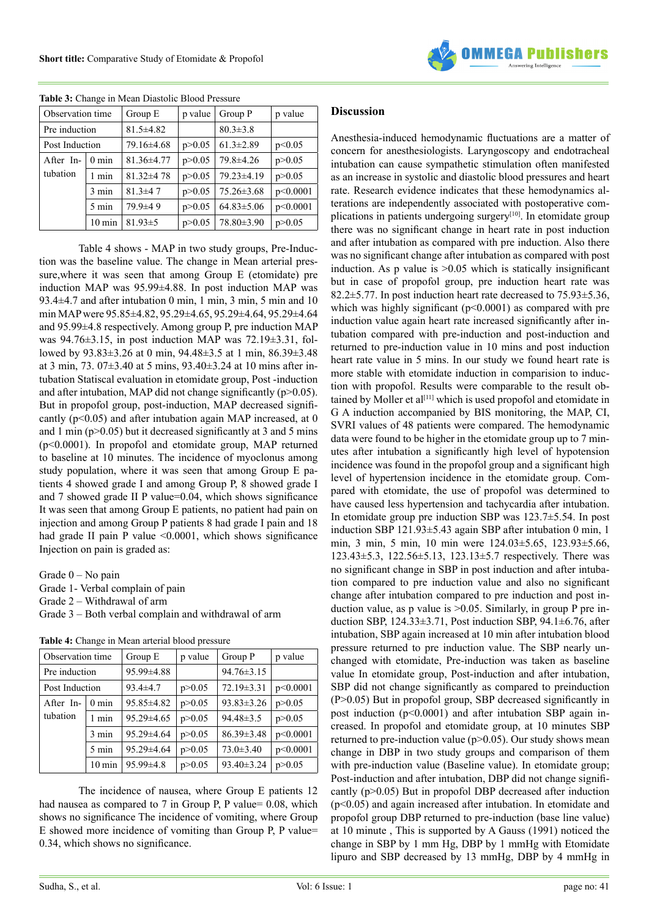**Table 3:** Change in Mean Diastolic Blood Pressure

| Observation time | | Group E | p value | Group P | p value |
|---|---|---|---|---|---|
| Pre induction | | 81.5±4.82 | | 80.3±3.8 | |
| Post Induction | | 79.16±4.68 | p>0.05 | 61.3±2.89 | p<0.05 |
| After Intubation | 0 min | 81.36±4.77 | p>0.05 | 79.8±4.26 | p>0.05 |
| | 1 min | 81.32±4 78 | p>0.05 | 79.23±4.19 | p>0.05 |
| | 3 min | 81.3±4 7 | p>0.05 | 75.26±3.68 | p<0.0001 |
| | 5 min | 79.9±4 9 | p>0.05 | 64.83±5.06 | p<0.0001 |
| | 10 min | 81.93±5 | p>0.05 | 78.80±3.90 | p>0.05 |

Table 4 shows - MAP in two study groups, Pre-Induction was the baseline value. The change in Mean arterial pressure,where it was seen that among Group E (etomidate) pre induction MAP was 95.99±4.88. In post induction MAP was 93.4±4.7 and after intubation 0 min, 1 min, 3 min, 5 min and 10 min MAP were 95.85±4.82, 95.29±4.65, 95.29±4.64, 95.29±4.64 and 95.99±4.8 respectively. Among group P, pre induction MAP was 94.76±3.15, in post induction MAP was 72.19±3.31, followed by 93.83±3.26 at 0 min, 94.48±3.5 at 1 min, 86.39±3.48 at 3 min, 73. 07±3.40 at 5 mins, 93.40±3.24 at 10 mins after intubation Statiscal evaluation in etomidate group, Post -induction and after intubation, MAP did not change significantly (p>0.05). But in propofol group, post-induction, MAP decreased significantly (p<0.05) and after intubation again MAP increased, at 0 and 1 min (p>0.05) but it decreased significantly at 3 and 5 mins (p<0.0001). In propofol and etomidate group, MAP returned to baseline at 10 minutes. The incidence of myoclonus among study population, where it was seen that among Group E patients 4 showed grade I and among Group P, 8 showed grade I and 7 showed grade II P value=0.04, which shows significance It was seen that among Group E patients, no patient had pain on injection and among Group P patients 8 had grade I pain and 18 had grade II pain P value <0.0001, which shows significance Injection on pain is graded as:

Grade 0 – No pain
Grade 1- Verbal complain of pain
Grade 2 – Withdrawal of arm
Grade 3 – Both verbal complain and withdrawal of arm

**Table 4:** Change in Mean arterial blood pressure

| Observation time | | Group E | p value | Group P | p value |
|---|---|---|---|---|---|
| Pre induction | | 95.99±4.88 | | 94.76±3.15 | |
| Post Induction | | 93.4±4.7 | p>0.05 | 72.19±3.31 | p<0.0001 |
| After Intubation | 0 min | 95.85±4.82 | p>0.05 | 93.83±3.26 | p>0.05 |
| | 1 min | 95.29±4.65 | p>0.05 | 94.48±3.5 | p>0.05 |
| | 3 min | 95.29±4.64 | p>0.05 | 86.39±3.48 | p<0.0001 |
| | 5 min | 95.29±4.64 | p>0.05 | 73.0±3.40 | p<0.0001 |
| | 10 min | 95.99±4.8 | p>0.05 | 93.40±3.24 | p>0.05 |

The incidence of nausea, where Group E patients 12 had nausea as compared to 7 in Group P, P value= 0.08, which shows no significance The incidence of vomiting, where Group E showed more incidence of vomiting than Group P, P value= 0.34, which shows no significance.

## Discussion

Anesthesia-induced hemodynamic fluctuations are a matter of concern for anesthesiologists. Laryngoscopy and endotracheal intubation can cause sympathetic stimulation often manifested as an increase in systolic and diastolic blood pressures and heart rate. Research evidence indicates that these hemodynamics alterations are independently associated with postoperative complications in patients undergoing surgery[10]. In etomidate group there was no significant change in heart rate in post induction and after intubation as compared with pre induction. Also there was no significant change after intubation as compared with post induction. As p value is >0.05 which is statically insignificant but in case of propofol group, pre induction heart rate was 82.2±5.77. In post induction heart rate decreased to 75.93±5.36, which was highly significant (p<0.0001) as compared with pre induction value again heart rate increased significantly after intubation compared with pre-induction and post-induction and returned to pre-induction value in 10 mins and post induction heart rate value in 5 mins. In our study we found heart rate is more stable with etomidate induction in comparision to induction with propofol. Results were comparable to the result obtained by Moller et al[11] which is used propofol and etomidate in G A induction accompanied by BIS monitoring, the MAP, CI, SVRI values of 48 patients were compared. The hemodynamic data were found to be higher in the etomidate group up to 7 minutes after intubation a significantly high level of hypotension incidence was found in the propofol group and a significant high level of hypertension incidence in the etomidate group. Compared with etomidate, the use of propofol was determined to have caused less hypertension and tachycardia after intubation. In etomidate group pre induction SBP was 123.7±5.54. In post induction SBP 121.93±5.43 again SBP after intubation 0 min, 1 min, 3 min, 5 min, 10 min were 124.03±5.65, 123.93±5.66, 123.43±5.3, 122.56±5.13, 123.13±5.7 respectively. There was no significant change in SBP in post induction and after intubation compared to pre induction value and also no significant change after intubation compared to pre induction and post induction value, as p value is >0.05. Similarly, in group P pre induction SBP, 124.33±3.71, Post induction SBP, 94.1±6.76, after intubation, SBP again increased at 10 min after intubation blood pressure returned to pre induction value. The SBP nearly unchanged with etomidate, Pre-induction was taken as baseline value. In etomidate group, Post-induction and after intubation, SBP did not change significantly as compared to preinduction (P>0.05) But in propofol group, SBP decreased significantly in post induction (p<0.0001) and after intubation SBP again increased. In propofol and etomidate group, at 10 minutes SBP returned to pre-induction value (p>0.05). Our study shows mean change in DBP in two study groups and comparison of them with pre-induction value (Baseline value). In etomidate group; Post-induction and after intubation, DBP did not change significantly (p>0.05) But in propofol DBP decreased after induction (p<0.05) and again increased after intubation. In etomidate and propofol group DBP returned to pre-induction (base line value) at 10 minute , This is supported by A Gauss (1991) noticed the change in SBP by 1 mm Hg, DBP by 1 mmHg with Etomidate lipuro and SBP decreased by 13 mmHg, DBP by 4 mmHg in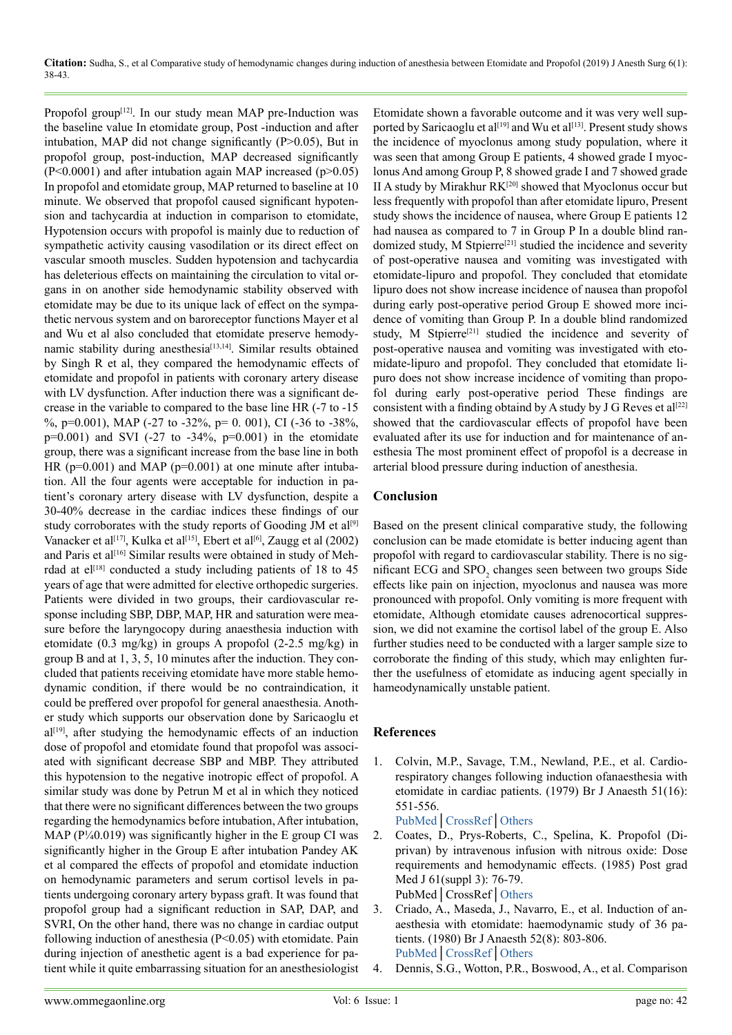Propofol group[12]. In our study mean MAP pre-Induction was the baseline value In etomidate group, Post -induction and after intubation, MAP did not change significantly (P>0.05), But in propofol group, post-induction, MAP decreased significantly (P<0.0001) and after intubation again MAP increased (p>0.05) In propofol and etomidate group, MAP returned to baseline at 10 minute. We observed that propofol caused significant hypotension and tachycardia at induction in comparison to etomidate, Hypotension occurs with propofol is mainly due to reduction of sympathetic activity causing vasodilation or its direct effect on vascular smooth muscles. Sudden hypotension and tachycardia has deleterious effects on maintaining the circulation to vital organs in on another side hemodynamic stability observed with etomidate may be due to its unique lack of effect on the sympathetic nervous system and on baroreceptor functions Mayer et al and Wu et al also concluded that etomidate preserve hemodynamic stability during anesthesia[13,14]. Similar results obtained by Singh R et al, they compared the hemodynamic effects of etomidate and propofol in patients with coronary artery disease with LV dysfunction. After induction there was a significant decrease in the variable to compared to the base line HR (-7 to -15 %, p=0.001), MAP (-27 to -32%, p= 0. 001), CI (-36 to -38%, p=0.001) and SVI (-27 to -34%, p=0.001) in the etomidate group, there was a significant increase from the base line in both HR (p=0.001) and MAP (p=0.001) at one minute after intubation. All the four agents were acceptable for induction in patient's coronary artery disease with LV dysfunction, despite a 30-40% decrease in the cardiac indices these findings of our study corroborates with the study reports of Gooding JM et al[9] Vanacker et al[17], Kulka et al[15], Ebert et al[6], Zaugg et al (2002) and Paris et al[16] Similar results were obtained in study of Mehrdad at el[18] conducted a study including patients of 18 to 45 years of age that were admitted for elective orthopedic surgeries. Patients were divided in two groups, their cardiovascular response including SBP, DBP, MAP, HR and saturation were measure before the laryngocopy during anaesthesia induction with etomidate (0.3 mg/kg) in groups A propofol (2-2.5 mg/kg) in group B and at 1, 3, 5, 10 minutes after the induction. They concluded that patients receiving etomidate have more stable hemodynamic condition, if there would be no contraindication, it could be preffered over propofol for general anaesthesia. Another study which supports our observation done by Saricaoglu et al[19], after studying the hemodynamic effects of an induction dose of propofol and etomidate found that propofol was associated with significant decrease SBP and MBP. They attributed this hypotension to the negative inotropic effect of propofol. A similar study was done by Petrun M et al in which they noticed that there were no significant differences between the two groups regarding the hemodynamics before intubation, After intubation, MAP (P¼0.019) was significantly higher in the E group CI was significantly higher in the Group E after intubation Pandey AK et al compared the effects of propofol and etomidate induction on hemodynamic parameters and serum cortisol levels in patients undergoing coronary artery bypass graft. It was found that propofol group had a significant reduction in SAP, DAP, and SVRI, On the other hand, there was no change in cardiac output following induction of anesthesia (P<0.05) with etomidate. Pain during injection of anesthetic agent is a bad experience for patient while it quite embarrassing situation for an anesthesiologist Etomidate shown a favorable outcome and it was very well supported by Saricaoglu et al[19] and Wu et al[13]. Present study shows the incidence of myoclonus among study population, where it was seen that among Group E patients, 4 showed grade I myoclonus And among Group P, 8 showed grade I and 7 showed grade II A study by Mirakhur RK[20] showed that Myoclonus occur but less frequently with propofol than after etomidate lipuro, Present study shows the incidence of nausea, where Group E patients 12 had nausea as compared to 7 in Group P In a double blind randomized study, M Stpierre[21] studied the incidence and severity of post-operative nausea and vomiting was investigated with etomidate-lipuro and propofol. They concluded that etomidate lipuro does not show increase incidence of nausea than propofol during early post-operative period Group E showed more incidence of vomiting than Group P. In a double blind randomized study, M Stpierre[21] studied the incidence and severity of post-operative nausea and vomiting was investigated with etomidate-lipuro and propofol. They concluded that etomidate lipuro does not show increase incidence of vomiting than propofol during early post-operative period These findings are consistent with a finding obtaind by A study by J G Reves et al[22] showed that the cardiovascular effects of propofol have been evaluated after its use for induction and for maintenance of anesthesia The most prominent effect of propofol is a decrease in arterial blood pressure during induction of anesthesia.

## Conclusion

Based on the present clinical comparative study, the following conclusion can be made etomidate is better inducing agent than propofol with regard to cardiovascular stability. There is no significant ECG and $SPO_2$ changes seen between two groups Side effects like pain on injection, myoclonus and nausea was more pronounced with propofol. Only vomiting is more frequent with etomidate, Although etomidate causes adrenocortical suppression, we did not examine the cortisol label of the group E. Also further studies need to be conducted with a larger sample size to corroborate the finding of this study, which may enlighten further the usefulness of etomidate as inducing agent specially in hameodynamically unstable patient.

## References

1. Colvin, M.P., Savage, T.M., Newland, P.E., et al. Cardiorespiratory changes following induction ofanaesthesia with etomidate in cardiac patients. (1979) Br J Anaesth 51(16): 551-556.
   PubMed│CrossRef│Others
2. Coates, D., Prys-Roberts, C., Spelina, K. Propofol (Diprivan) by intravenous infusion with nitrous oxide: Dose requirements and hemodynamic effects. (1985) Post grad Med J 61(suppl 3): 76-79.
   PubMed│CrossRef│Others
3. Criado, A., Maseda, J., Navarro, E., et al. Induction of anaesthesia with etomidate: haemodynamic study of 36 patients. (1980) Br J Anaesth 52(8): 803-806.
   PubMed│CrossRef│Others
4. Dennis, S.G., Wotton, P.R., Boswood, A., et al. Comparison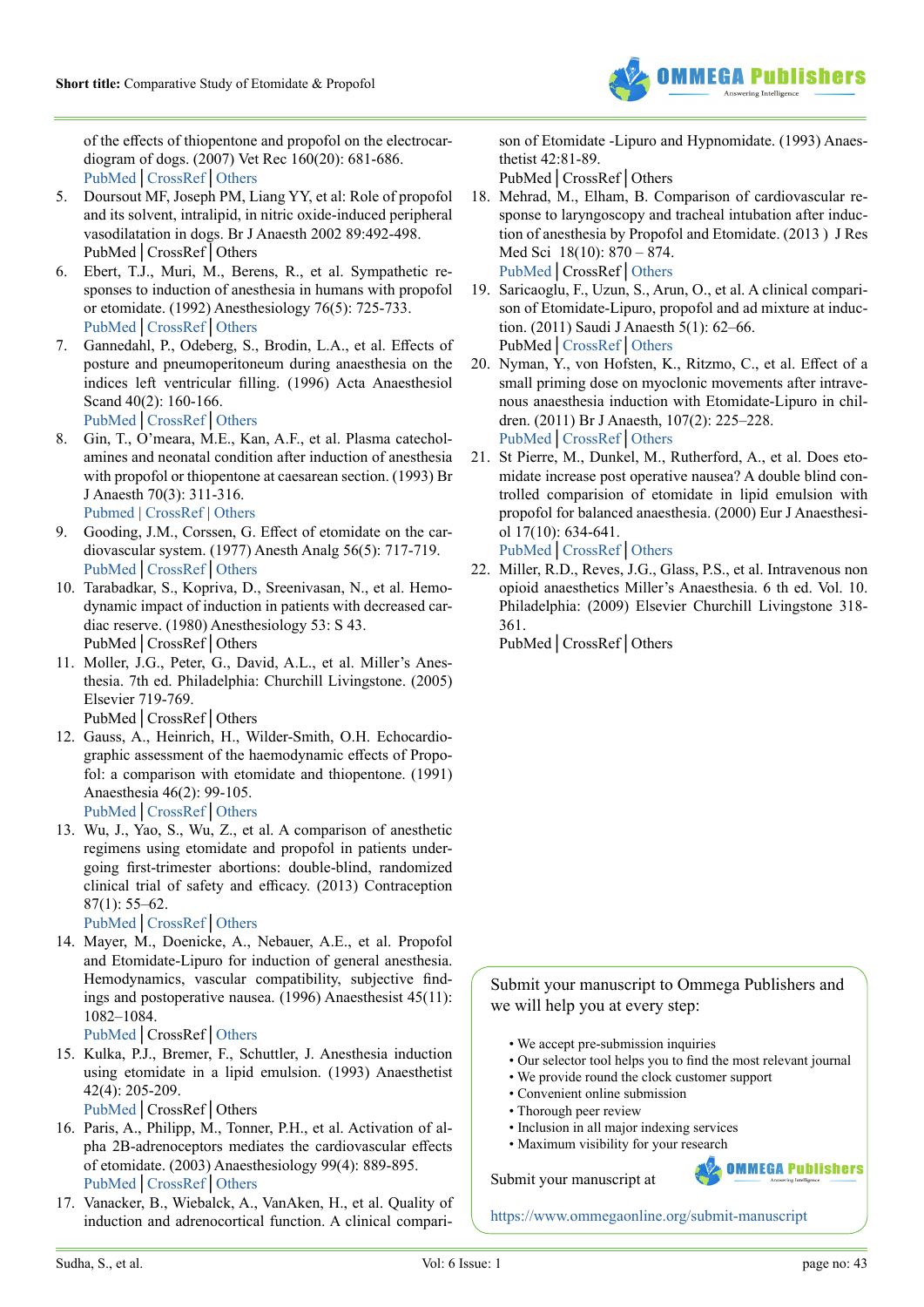of the effects of thiopentone and propofol on the electrocardiogram of dogs. (2007) Vet Rec 160(20): 681-686.
PubMed | CrossRef | Others

5. Doursout MF, Joseph PM, Liang YY, et al: Role of propofol and its solvent, intralipid, in nitric oxide-induced peripheral vasodilatation in dogs. Br J Anaesth 2002 89:492-498.
PubMed | CrossRef | Others
6. Ebert, T.J., Muri, M., Berens, R., et al. Sympathetic responses to induction of anesthesia in humans with propofol or etomidate. (1992) Anesthesiology 76(5): 725-733.
PubMed | CrossRef | Others
7. Gannedahl, P., Odeberg, S., Brodin, L.A., et al. Effects of posture and pneumoperitoneum during anaesthesia on the indices left ventricular filling. (1996) Acta Anaesthesiol Scand 40(2): 160-166.
PubMed | CrossRef | Others
8. Gin, T., O'meara, M.E., Kan, A.F., et al. Plasma catecholamines and neonatal condition after induction of anesthesia with propofol or thiopentone at caesarean section. (1993) Br J Anaesth 70(3): 311-316.
Pubmed | CrossRef | Others
9. Gooding, J.M., Corssen, G. Effect of etomidate on the cardiovascular system. (1977) Anesth Analg 56(5): 717-719.
PubMed | CrossRef | Others
10. Tarabadkar, S., Kopriva, D., Sreenivasan, N., et al. Hemodynamic impact of induction in patients with decreased cardiac reserve. (1980) Anesthesiology 53: S 43.
PubMed | CrossRef | Others
11. Moller, J.G., Peter, G., David, A.L., et al. Miller's Anesthesia. 7th ed. Philadelphia: Churchill Livingstone. (2005) Elsevier 719-769.
PubMed | CrossRef | Others
12. Gauss, A., Heinrich, H., Wilder-Smith, O.H. Echocardiographic assessment of the haemodynamic effects of Propofol: a comparison with etomidate and thiopentone. (1991) Anaesthesia 46(2): 99-105.
PubMed | CrossRef | Others
13. Wu, J., Yao, S., Wu, Z., et al. A comparison of anesthetic regimens using etomidate and propofol in patients undergoing first-trimester abortions: double-blind, randomized clinical trial of safety and efficacy. (2013) Contraception 87(1): 55–62.
PubMed | CrossRef | Others
14. Mayer, M., Doenicke, A., Nebauer, A.E., et al. Propofol and Etomidate-Lipuro for induction of general anesthesia. Hemodynamics, vascular compatibility, subjective findings and postoperative nausea. (1996) Anaesthesist 45(11): 1082–1084.
PubMed | CrossRef | Others
15. Kulka, P.J., Bremer, F., Schuttler, J. Anesthesia induction using etomidate in a lipid emulsion. (1993) Anaesthetist 42(4): 205-209.
PubMed | CrossRef | Others
16. Paris, A., Philipp, M., Tonner, P.H., et al. Activation of alpha 2B-adrenoceptors mediates the cardiovascular effects of etomidate. (2003) Anaesthesiology 99(4): 889-895.
PubMed | CrossRef | Others
17. Vanacker, B., Wiebalck, A., VanAken, H., et al. Quality of induction and adrenocortical function. A clinical comparison of Etomidate -Lipuro and Hypnomidate. (1993) Anaesthetist 42:81-89.
PubMed | CrossRef | Others
18. Mehrad, M., Elham, B. Comparison of cardiovascular response to laryngoscopy and tracheal intubation after induction of anesthesia by Propofol and Etomidate. (2013 ) J Res Med Sci 18(10): 870 – 874.
PubMed | CrossRef | Others
19. Saricaoglu, F., Uzun, S., Arun, O., et al. A clinical comparison of Etomidate-Lipuro, propofol and ad mixture at induction. (2011) Saudi J Anaesth 5(1): 62–66.
PubMed | CrossRef | Others
20. Nyman, Y., von Hofsten, K., Ritzmo, C., et al. Effect of a small priming dose on myoclonic movements after intravenous anaesthesia induction with Etomidate-Lipuro in children. (2011) Br J Anaesth, 107(2): 225–228.
PubMed | CrossRef | Others
21. St Pierre, M., Dunkel, M., Rutherford, A., et al. Does etomidate increase post operative nausea? A double blind controlled comparision of etomidate in lipid emulsion with propofol for balanced anaesthesia. (2000) Eur J Anaesthesiol 17(10): 634-641.
PubMed | CrossRef | Others
22. Miller, R.D., Reves, J.G., Glass, P.S., et al. Intravenous non opioid anaesthetics Miller's Anaesthesia. 6 th ed. Vol. 10. Philadelphia: (2009) Elsevier Churchill Livingstone 318-361.
PubMed | CrossRef | Others

Submit your manuscript to Ommega Publishers and we will help you at every step:

- We accept pre-submission inquiries
- Our selector tool helps you to find the most relevant journal
- We provide round the clock customer support
- Convenient online submission
- Thorough peer review
- Inclusion in all major indexing services
- Maximum visibility for your research

Submit your manuscript at

https://www.ommegaonline.org/submit-manuscript